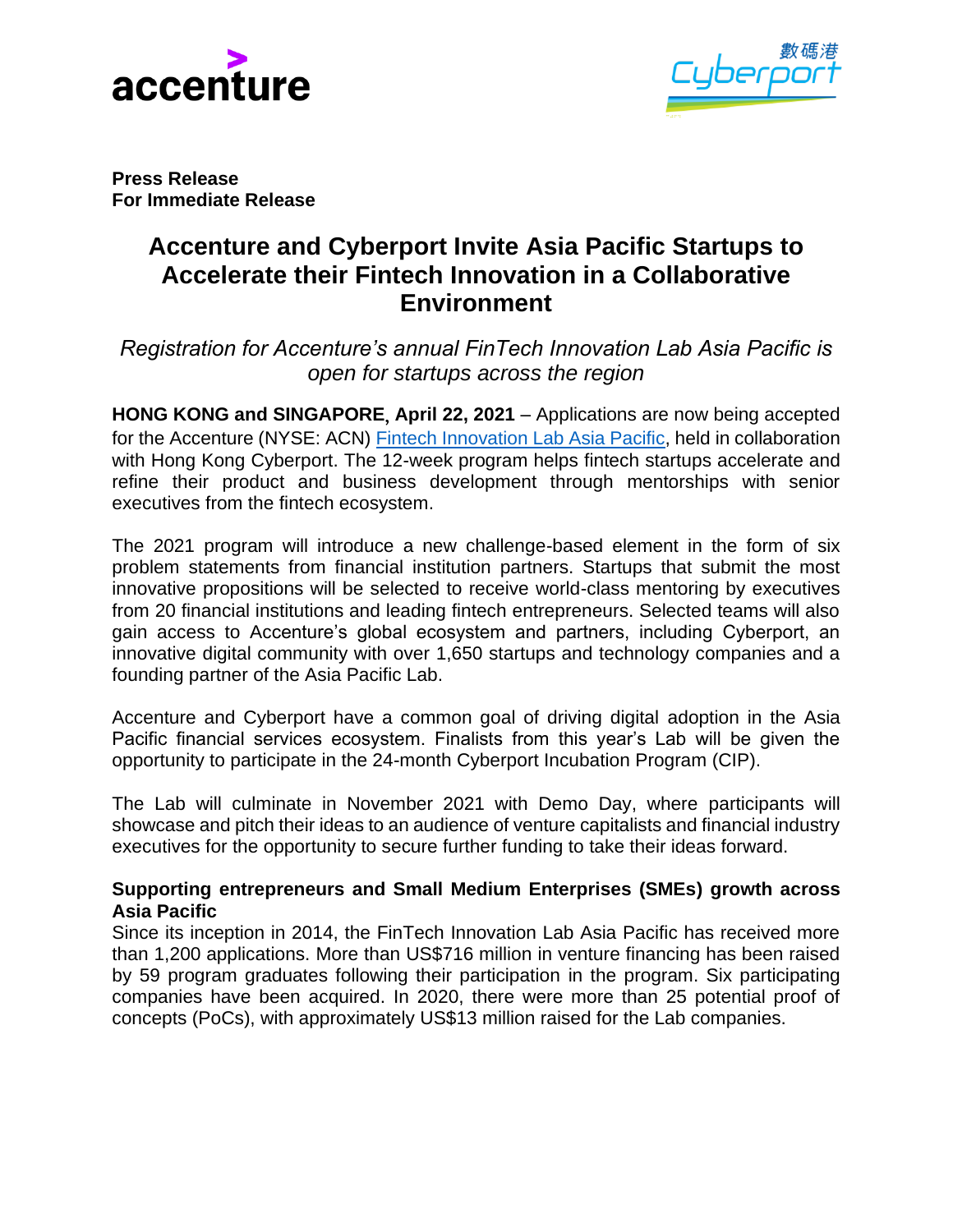**Press Release**
**For Immediate Release**

# Accenture and Cyberport Invite Asia Pacific Startups to Accelerate their Fintech Innovation in a Collaborative Environment

*Registration for Accenture's annual FinTech Innovation Lab Asia Pacific is open for startups across the region*

**HONG KONG and SINGAPORE, April 22, 2021** – Applications are now being accepted for the Accenture (NYSE: ACN) Fintech Innovation Lab Asia Pacific, held in collaboration with Hong Kong Cyberport. The 12-week program helps fintech startups accelerate and refine their product and business development through mentorships with senior executives from the fintech ecosystem.

The 2021 program will introduce a new challenge-based element in the form of six problem statements from financial institution partners. Startups that submit the most innovative propositions will be selected to receive world-class mentoring by executives from 20 financial institutions and leading fintech entrepreneurs. Selected teams will also gain access to Accenture's global ecosystem and partners, including Cyberport, an innovative digital community with over 1,650 startups and technology companies and a founding partner of the Asia Pacific Lab.

Accenture and Cyberport have a common goal of driving digital adoption in the Asia Pacific financial services ecosystem. Finalists from this year's Lab will be given the opportunity to participate in the 24-month Cyberport Incubation Program (CIP).

The Lab will culminate in November 2021 with Demo Day, where participants will showcase and pitch their ideas to an audience of venture capitalists and financial industry executives for the opportunity to secure further funding to take their ideas forward.

**Supporting entrepreneurs and Small Medium Enterprises (SMEs) growth across Asia Pacific**

Since its inception in 2014, the FinTech Innovation Lab Asia Pacific has received more than 1,200 applications. More than US$716 million in venture financing has been raised by 59 program graduates following their participation in the program. Six participating companies have been acquired. In 2020, there were more than 25 potential proof of concepts (PoCs), with approximately US$13 million raised for the Lab companies.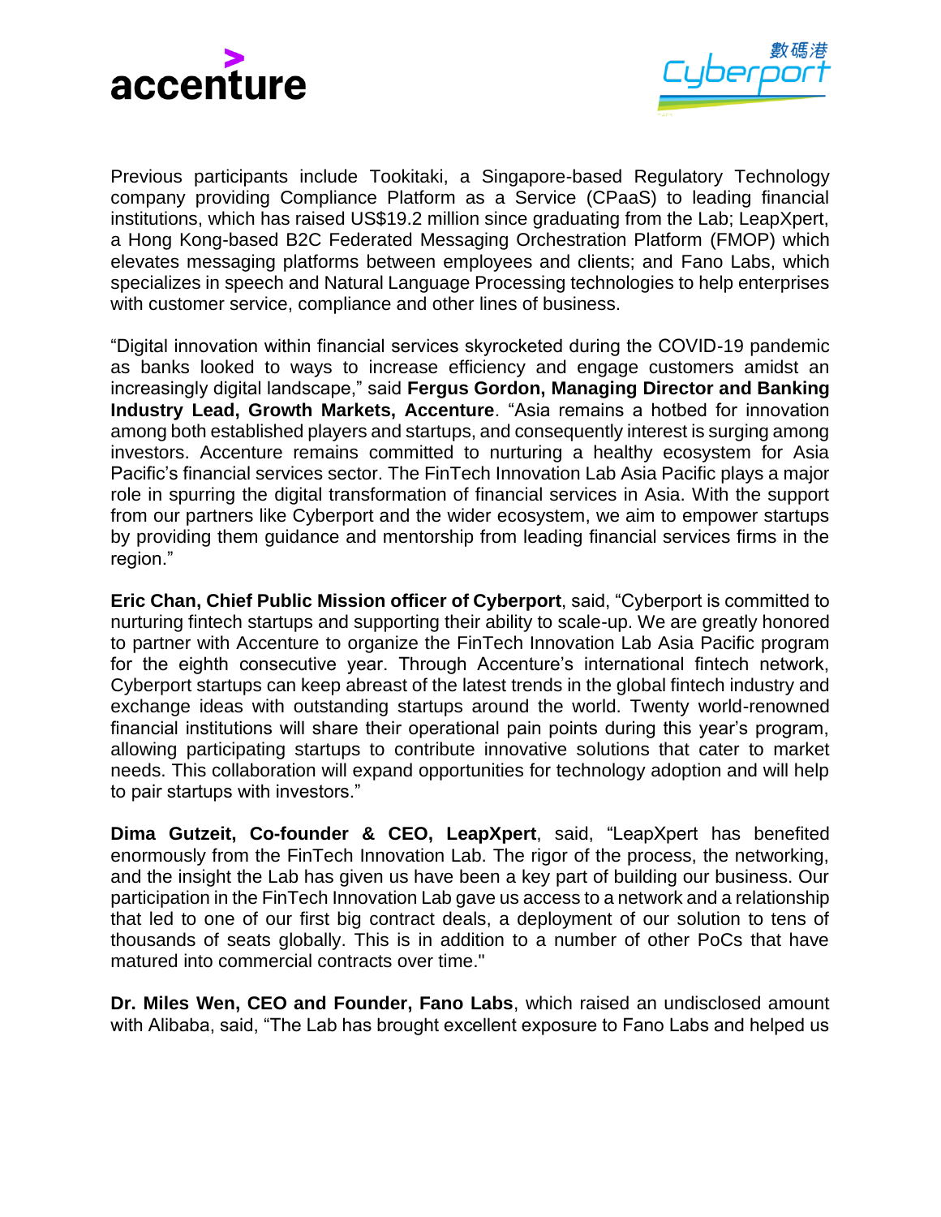Previous participants include Tookitaki, a Singapore-based Regulatory Technology company providing Compliance Platform as a Service (CPaaS) to leading financial institutions, which has raised US$19.2 million since graduating from the Lab; LeapXpert, a Hong Kong-based B2C Federated Messaging Orchestration Platform (FMOP) which elevates messaging platforms between employees and clients; and Fano Labs, which specializes in speech and Natural Language Processing technologies to help enterprises with customer service, compliance and other lines of business.

"Digital innovation within financial services skyrocketed during the COVID-19 pandemic as banks looked to ways to increase efficiency and engage customers amidst an increasingly digital landscape," said **Fergus Gordon, Managing Director and Banking Industry Lead, Growth Markets, Accenture**. "Asia remains a hotbed for innovation among both established players and startups, and consequently interest is surging among investors. Accenture remains committed to nurturing a healthy ecosystem for Asia Pacific's financial services sector. The FinTech Innovation Lab Asia Pacific plays a major role in spurring the digital transformation of financial services in Asia. With the support from our partners like Cyberport and the wider ecosystem, we aim to empower startups by providing them guidance and mentorship from leading financial services firms in the region."

**Eric Chan, Chief Public Mission officer of Cyberport**, said, "Cyberport is committed to nurturing fintech startups and supporting their ability to scale-up. We are greatly honored to partner with Accenture to organize the FinTech Innovation Lab Asia Pacific program for the eighth consecutive year. Through Accenture's international fintech network, Cyberport startups can keep abreast of the latest trends in the global fintech industry and exchange ideas with outstanding startups around the world. Twenty world-renowned financial institutions will share their operational pain points during this year's program, allowing participating startups to contribute innovative solutions that cater to market needs. This collaboration will expand opportunities for technology adoption and will help to pair startups with investors."

**Dima Gutzeit, Co-founder & CEO, LeapXpert**, said, "LeapXpert has benefited enormously from the FinTech Innovation Lab. The rigor of the process, the networking, and the insight the Lab has given us have been a key part of building our business. Our participation in the FinTech Innovation Lab gave us access to a network and a relationship that led to one of our first big contract deals, a deployment of our solution to tens of thousands of seats globally. This is in addition to a number of other PoCs that have matured into commercial contracts over time."

**Dr. Miles Wen, CEO and Founder, Fano Labs**, which raised an undisclosed amount with Alibaba, said, "The Lab has brought excellent exposure to Fano Labs and helped us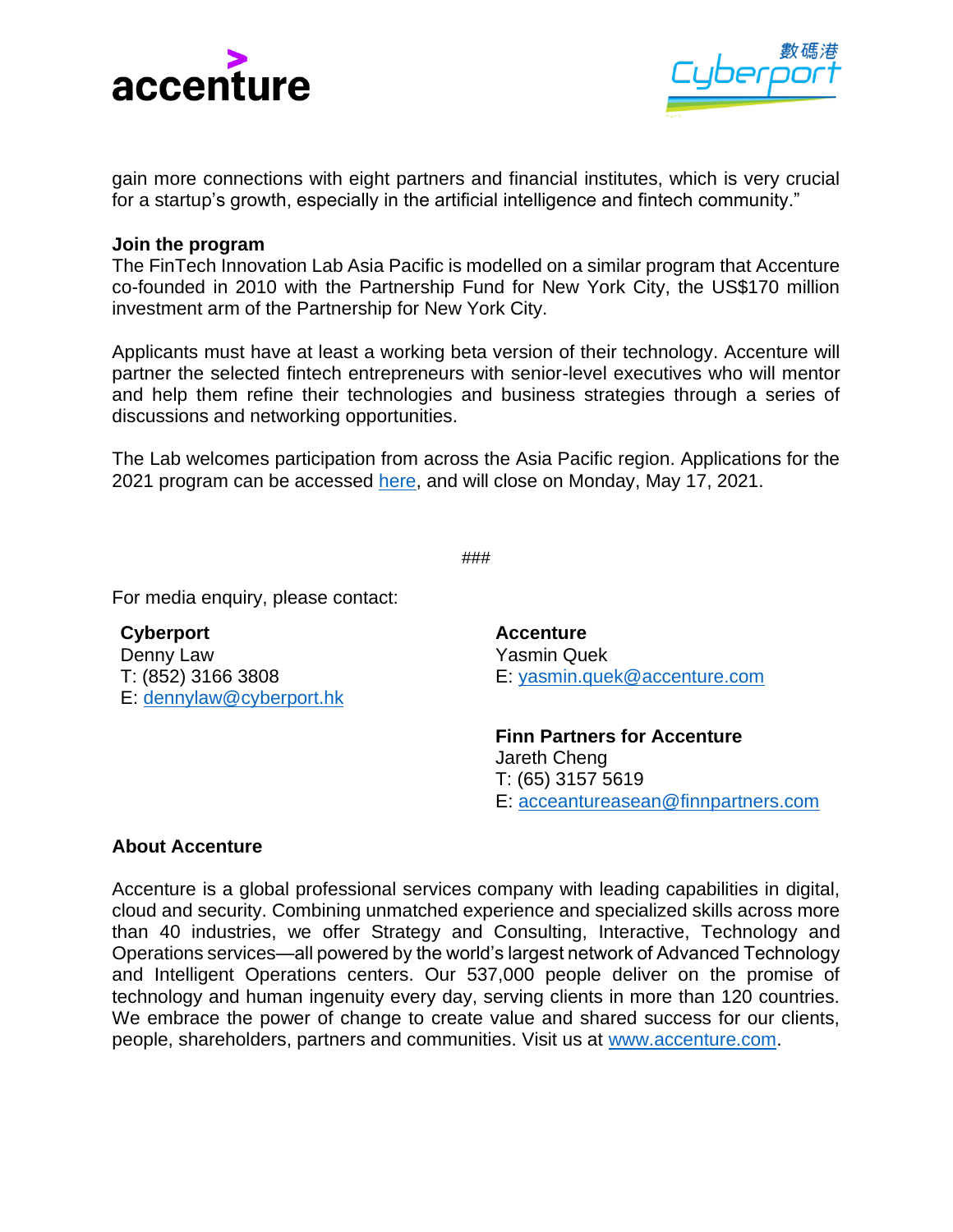gain more connections with eight partners and financial institutes, which is very crucial for a startup's growth, especially in the artificial intelligence and fintech community."

**Join the program**

The FinTech Innovation Lab Asia Pacific is modelled on a similar program that Accenture co-founded in 2010 with the Partnership Fund for New York City, the US$170 million investment arm of the Partnership for New York City.

Applicants must have at least a working beta version of their technology. Accenture will partner the selected fintech entrepreneurs with senior-level executives who will mentor and help them refine their technologies and business strategies through a series of discussions and networking opportunities.

The Lab welcomes participation from across the Asia Pacific region. Applications for the 2021 program can be accessed here, and will close on Monday, May 17, 2021.

###

For media enquiry, please contact:

**Cyberport**
Denny Law
T: (852) 3166 3808
E: dennylaw@cyberport.hk

**Accenture**
Yasmin Quek
E: yasmin.quek@accenture.com

**Finn Partners for Accenture**
Jareth Cheng
T: (65) 3157 5619
E: acceantureasean@finnpartners.com

**About Accenture**

Accenture is a global professional services company with leading capabilities in digital, cloud and security. Combining unmatched experience and specialized skills across more than 40 industries, we offer Strategy and Consulting, Interactive, Technology and Operations services—all powered by the world's largest network of Advanced Technology and Intelligent Operations centers. Our 537,000 people deliver on the promise of technology and human ingenuity every day, serving clients in more than 120 countries. We embrace the power of change to create value and shared success for our clients, people, shareholders, partners and communities. Visit us at www.accenture.com.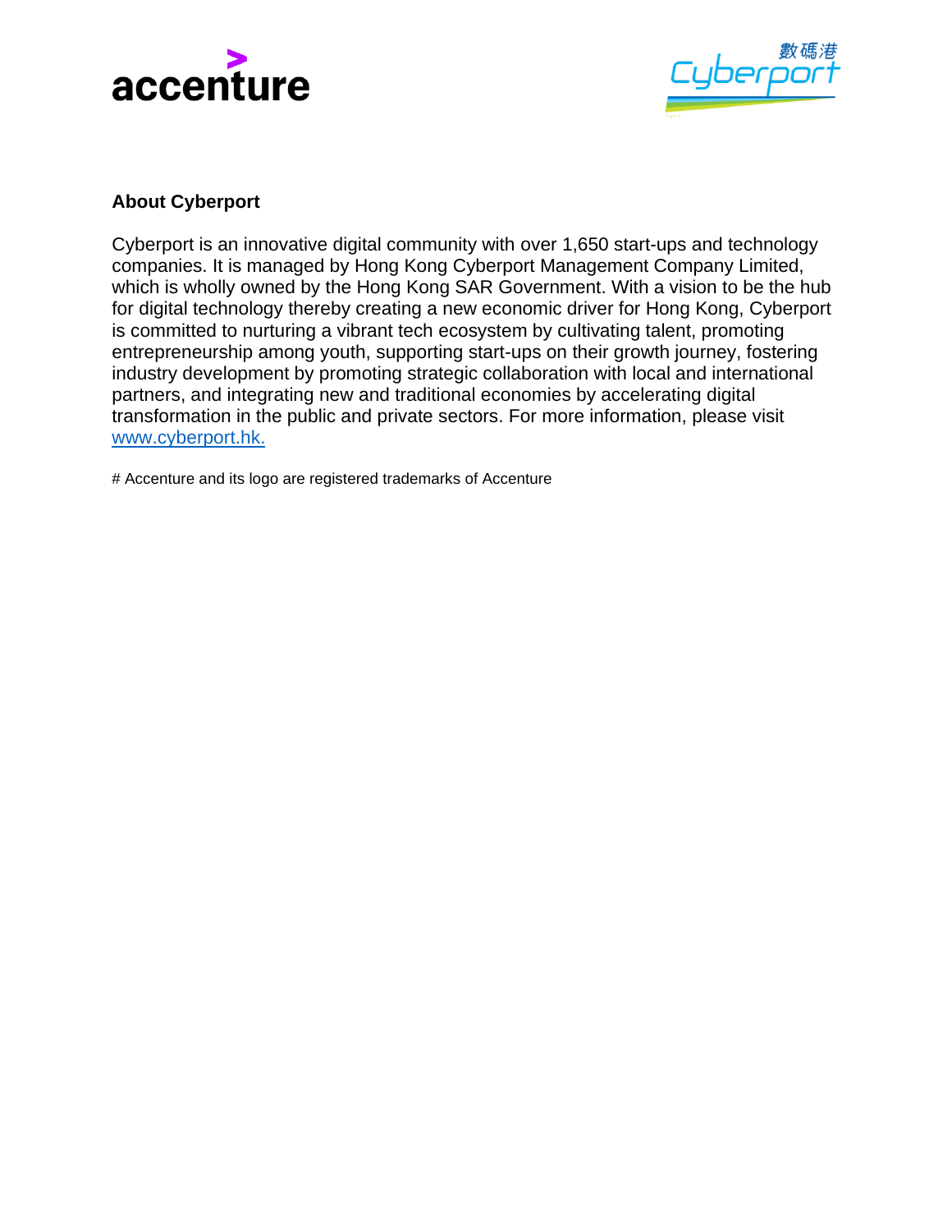**About Cyberport**

Cyberport is an innovative digital community with over 1,650 start-ups and technology companies. It is managed by Hong Kong Cyberport Management Company Limited, which is wholly owned by the Hong Kong SAR Government. With a vision to be the hub for digital technology thereby creating a new economic driver for Hong Kong, Cyberport is committed to nurturing a vibrant tech ecosystem by cultivating talent, promoting entrepreneurship among youth, supporting start-ups on their growth journey, fostering industry development by promoting strategic collaboration with local and international partners, and integrating new and traditional economies by accelerating digital transformation in the public and private sectors. For more information, please visit [www.cyberport.hk.](http://www.cyberport.hk)

# Accenture and its logo are registered trademarks of Accenture